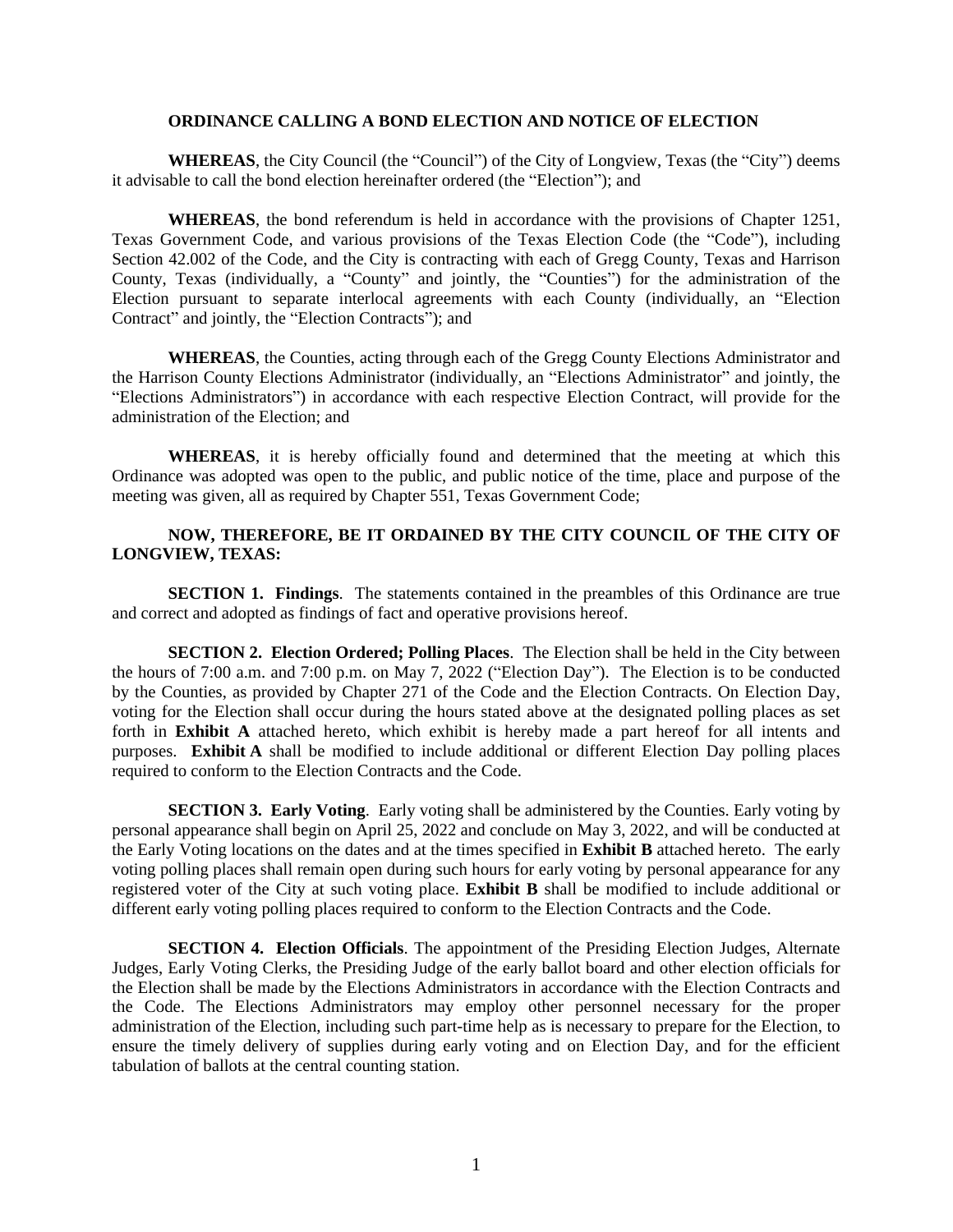# ORDINANCE CALLING A BOND ELECTION AND NOTICE OF ELECTION

**WHEREAS**, the City Council (the "Council") of the City of Longview, Texas (the "City") deems it advisable to call the bond election hereinafter ordered (the "Election"); and

**WHEREAS**, the bond referendum is held in accordance with the provisions of Chapter 1251, Texas Government Code, and various provisions of the Texas Election Code (the "Code"), including Section 42.002 of the Code, and the City is contracting with each of Gregg County, Texas and Harrison County, Texas (individually, a "County" and jointly, the "Counties") for the administration of the Election pursuant to separate interlocal agreements with each County (individually, an "Election Contract" and jointly, the "Election Contracts"); and

**WHEREAS**, the Counties, acting through each of the Gregg County Elections Administrator and the Harrison County Elections Administrator (individually, an "Elections Administrator" and jointly, the "Elections Administrators") in accordance with each respective Election Contract, will provide for the administration of the Election; and

**WHEREAS**, it is hereby officially found and determined that the meeting at which this Ordinance was adopted was open to the public, and public notice of the time, place and purpose of the meeting was given, all as required by Chapter 551, Texas Government Code;

**NOW, THEREFORE, BE IT ORDAINED BY THE CITY COUNCIL OF THE CITY OF LONGVIEW, TEXAS:**

**SECTION 1. Findings**. The statements contained in the preambles of this Ordinance are true and correct and adopted as findings of fact and operative provisions hereof.

**SECTION 2. Election Ordered; Polling Places**. The Election shall be held in the City between the hours of 7:00 a.m. and 7:00 p.m. on May 7, 2022 ("Election Day"). The Election is to be conducted by the Counties, as provided by Chapter 271 of the Code and the Election Contracts. On Election Day, voting for the Election shall occur during the hours stated above at the designated polling places as set forth in **Exhibit A** attached hereto, which exhibit is hereby made a part hereof for all intents and purposes. **Exhibit A** shall be modified to include additional or different Election Day polling places required to conform to the Election Contracts and the Code.

**SECTION 3. Early Voting**. Early voting shall be administered by the Counties. Early voting by personal appearance shall begin on April 25, 2022 and conclude on May 3, 2022, and will be conducted at the Early Voting locations on the dates and at the times specified in **Exhibit B** attached hereto. The early voting polling places shall remain open during such hours for early voting by personal appearance for any registered voter of the City at such voting place. **Exhibit B** shall be modified to include additional or different early voting polling places required to conform to the Election Contracts and the Code.

**SECTION 4. Election Officials**. The appointment of the Presiding Election Judges, Alternate Judges, Early Voting Clerks, the Presiding Judge of the early ballot board and other election officials for the Election shall be made by the Elections Administrators in accordance with the Election Contracts and the Code. The Elections Administrators may employ other personnel necessary for the proper administration of the Election, including such part-time help as is necessary to prepare for the Election, to ensure the timely delivery of supplies during early voting and on Election Day, and for the efficient tabulation of ballots at the central counting station.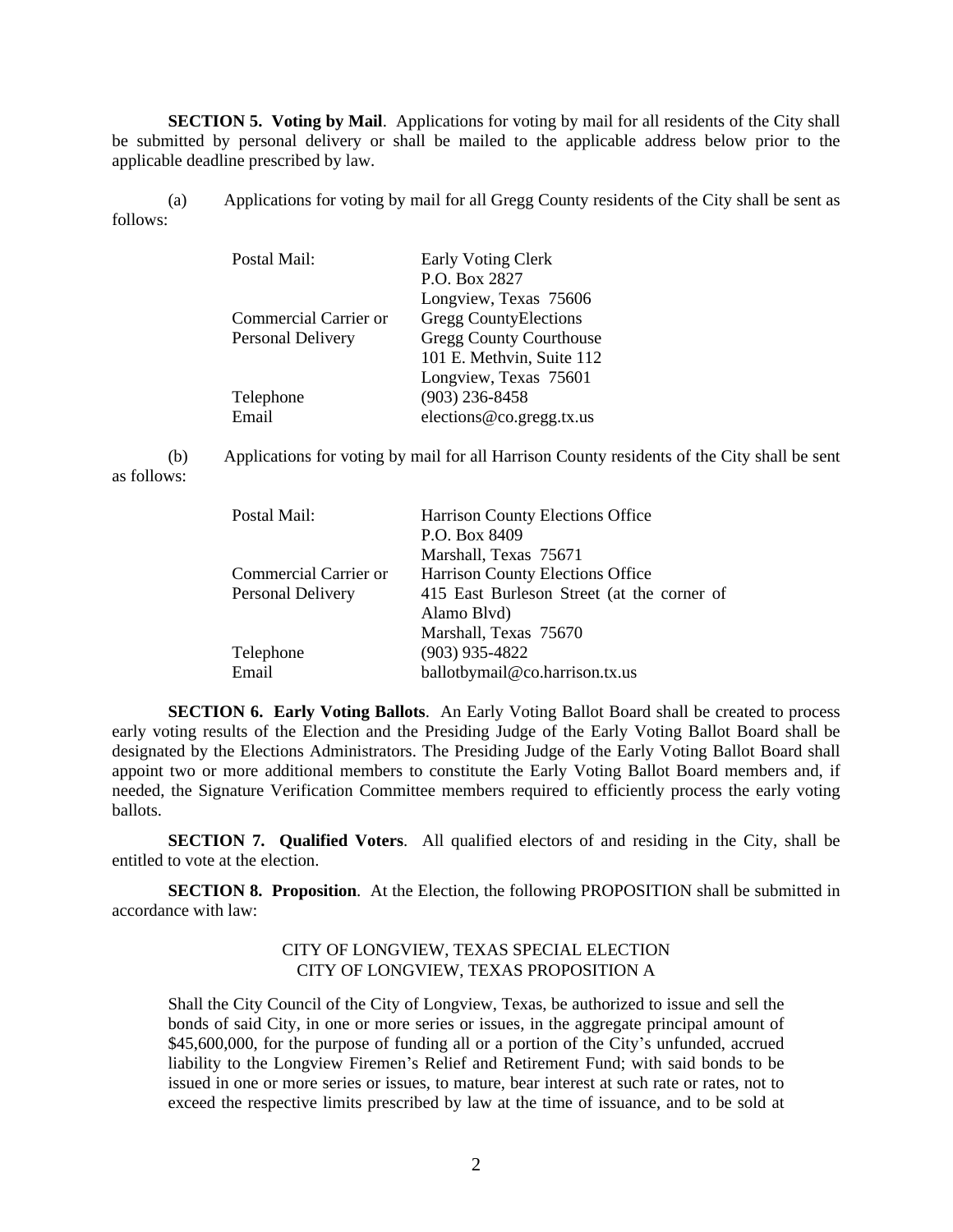**SECTION 5. Voting by Mail**. Applications for voting by mail for all residents of the City shall be submitted by personal delivery or shall be mailed to the applicable address below prior to the applicable deadline prescribed by law.

(a) Applications for voting by mail for all Gregg County residents of the City shall be sent as follows:

| | |
|---|---|
| Postal Mail: | Early Voting Clerk<br>P.O. Box 2827<br>Longview, Texas 75606 |
| Commercial Carrier or Personal Delivery | Gregg CountyElections<br>Gregg County Courthouse<br>101 E. Methvin, Suite 112<br>Longview, Texas 75601 |
| Telephone | (903) 236-8458 |
| Email | elections@co.gregg.tx.us |

(b) Applications for voting by mail for all Harrison County residents of the City shall be sent as follows:

| | |
|---|---|
| Postal Mail: | Harrison County Elections Office<br>P.O. Box 8409<br>Marshall, Texas 75671 |
| Commercial Carrier or Personal Delivery | Harrison County Elections Office<br>415 East Burleson Street (at the corner of Alamo Blvd)<br>Marshall, Texas 75670 |
| Telephone | (903) 935-4822 |
| Email | ballotbymail@co.harrison.tx.us |

**SECTION 6. Early Voting Ballots**. An Early Voting Ballot Board shall be created to process early voting results of the Election and the Presiding Judge of the Early Voting Ballot Board shall be designated by the Elections Administrators. The Presiding Judge of the Early Voting Ballot Board shall appoint two or more additional members to constitute the Early Voting Ballot Board members and, if needed, the Signature Verification Committee members required to efficiently process the early voting ballots.

**SECTION 7. Qualified Voters**. All qualified electors of and residing in the City, shall be entitled to vote at the election.

**SECTION 8. Proposition**. At the Election, the following PROPOSITION shall be submitted in accordance with law:

CITY OF LONGVIEW, TEXAS SPECIAL ELECTION
CITY OF LONGVIEW, TEXAS PROPOSITION A

Shall the City Council of the City of Longview, Texas, be authorized to issue and sell the bonds of said City, in one or more series or issues, in the aggregate principal amount of $45,600,000, for the purpose of funding all or a portion of the City's unfunded, accrued liability to the Longview Firemen's Relief and Retirement Fund; with said bonds to be issued in one or more series or issues, to mature, bear interest at such rate or rates, not to exceed the respective limits prescribed by law at the time of issuance, and to be sold at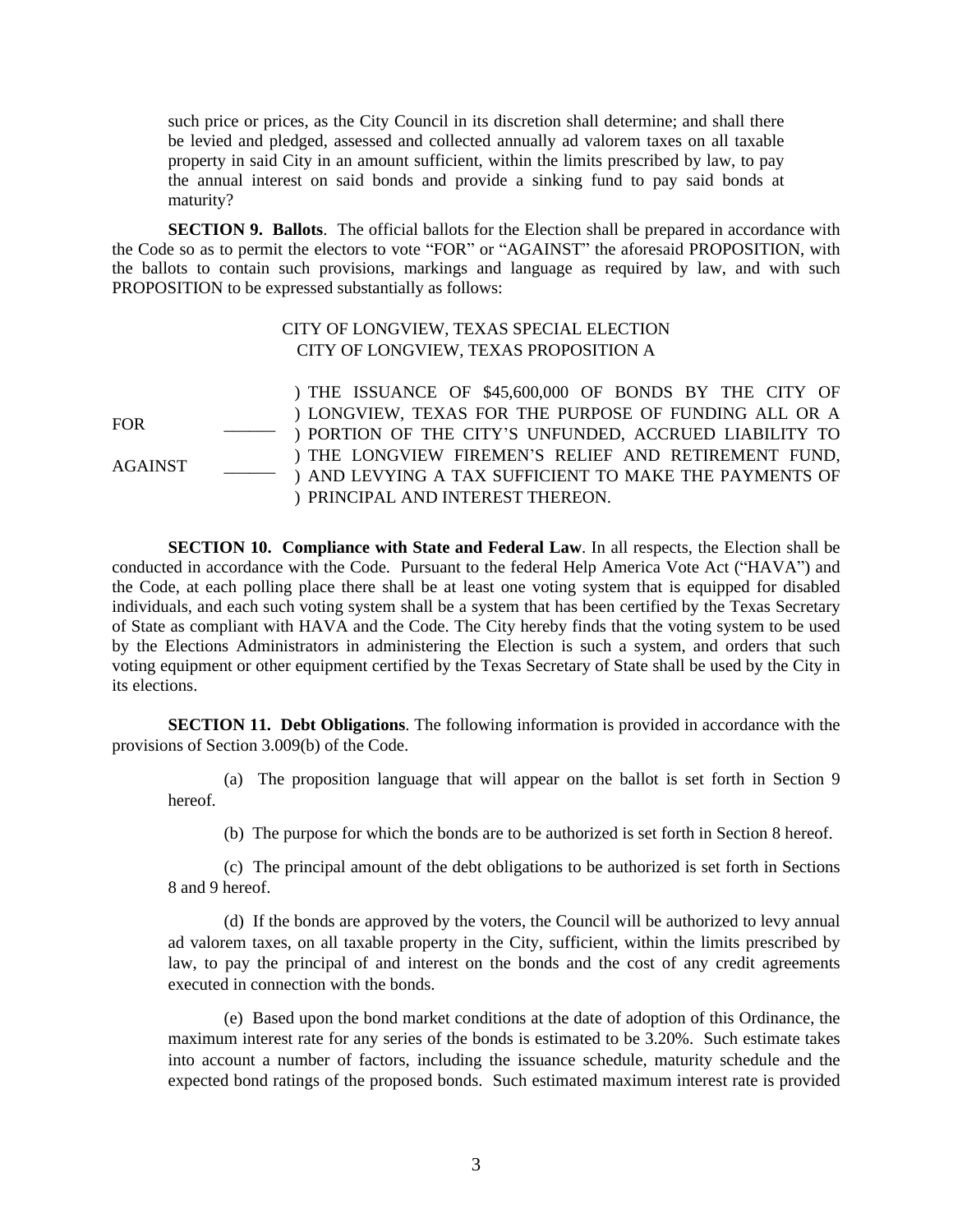such price or prices, as the City Council in its discretion shall determine; and shall there be levied and pledged, assessed and collected annually ad valorem taxes on all taxable property in said City in an amount sufficient, within the limits prescribed by law, to pay the annual interest on said bonds and provide a sinking fund to pay said bonds at maturity?

**SECTION 9. Ballots**. The official ballots for the Election shall be prepared in accordance with the Code so as to permit the electors to vote "FOR" or "AGAINST" the aforesaid PROPOSITION, with the ballots to contain such provisions, markings and language as required by law, and with such PROPOSITION to be expressed substantially as follows:

CITY OF LONGVIEW, TEXAS SPECIAL ELECTION
CITY OF LONGVIEW, TEXAS PROPOSITION A

| | | |
|---|---|---|
| FOR | ______ | ) THE ISSUANCE OF $45,600,000 OF BONDS BY THE CITY OF LONGVIEW, TEXAS FOR THE PURPOSE OF FUNDING ALL OR A PORTION OF THE CITY'S UNFUNDED, ACCRUED LIABILITY TO THE LONGVIEW FIREMEN'S RELIEF AND RETIREMENT FUND, AND LEVYING A TAX SUFFICIENT TO MAKE THE PAYMENTS OF PRINCIPAL AND INTEREST THEREON. |
| AGAINST | ______ | |

**SECTION 10. Compliance with State and Federal Law**. In all respects, the Election shall be conducted in accordance with the Code. Pursuant to the federal Help America Vote Act ("HAVA") and the Code, at each polling place there shall be at least one voting system that is equipped for disabled individuals, and each such voting system shall be a system that has been certified by the Texas Secretary of State as compliant with HAVA and the Code. The City hereby finds that the voting system to be used by the Elections Administrators in administering the Election is such a system, and orders that such voting equipment or other equipment certified by the Texas Secretary of State shall be used by the City in its elections.

**SECTION 11. Debt Obligations**. The following information is provided in accordance with the provisions of Section 3.009(b) of the Code.

(a) The proposition language that will appear on the ballot is set forth in Section 9 hereof.

(b) The purpose for which the bonds are to be authorized is set forth in Section 8 hereof.

(c) The principal amount of the debt obligations to be authorized is set forth in Sections 8 and 9 hereof.

(d) If the bonds are approved by the voters, the Council will be authorized to levy annual ad valorem taxes, on all taxable property in the City, sufficient, within the limits prescribed by law, to pay the principal of and interest on the bonds and the cost of any credit agreements executed in connection with the bonds.

(e) Based upon the bond market conditions at the date of adoption of this Ordinance, the maximum interest rate for any series of the bonds is estimated to be 3.20%. Such estimate takes into account a number of factors, including the issuance schedule, maturity schedule and the expected bond ratings of the proposed bonds. Such estimated maximum interest rate is provided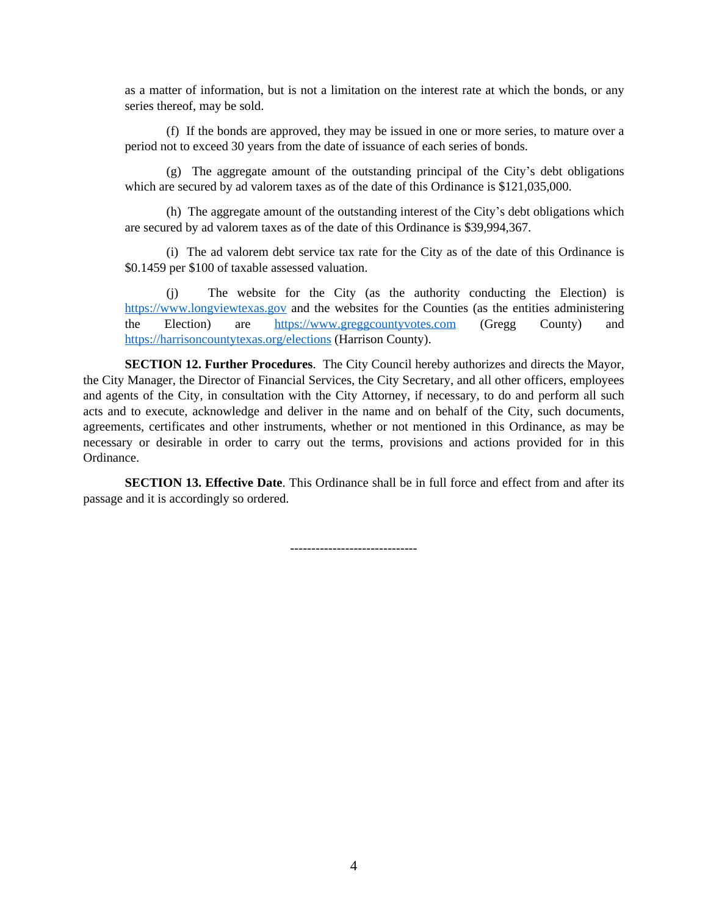as a matter of information, but is not a limitation on the interest rate at which the bonds, or any series thereof, may be sold.

(f) If the bonds are approved, they may be issued in one or more series, to mature over a period not to exceed 30 years from the date of issuance of each series of bonds.

(g) The aggregate amount of the outstanding principal of the City's debt obligations which are secured by ad valorem taxes as of the date of this Ordinance is $121,035,000.

(h) The aggregate amount of the outstanding interest of the City's debt obligations which are secured by ad valorem taxes as of the date of this Ordinance is $39,994,367.

(i) The ad valorem debt service tax rate for the City as of the date of this Ordinance is $0.1459 per $100 of taxable assessed valuation.

(j) The website for the City (as the authority conducting the Election) is https://www.longviewtexas.gov and the websites for the Counties (as the entities administering the Election) are https://www.greggcountyvotes.com (Gregg County) and https://harrisoncountytexas.org/elections (Harrison County).

**SECTION 12. Further Procedures**. The City Council hereby authorizes and directs the Mayor, the City Manager, the Director of Financial Services, the City Secretary, and all other officers, employees and agents of the City, in consultation with the City Attorney, if necessary, to do and perform all such acts and to execute, acknowledge and deliver in the name and on behalf of the City, such documents, agreements, certificates and other instruments, whether or not mentioned in this Ordinance, as may be necessary or desirable in order to carry out the terms, provisions and actions provided for in this Ordinance.

**SECTION 13. Effective Date**. This Ordinance shall be in full force and effect from and after its passage and it is accordingly so ordered.

-----------------------------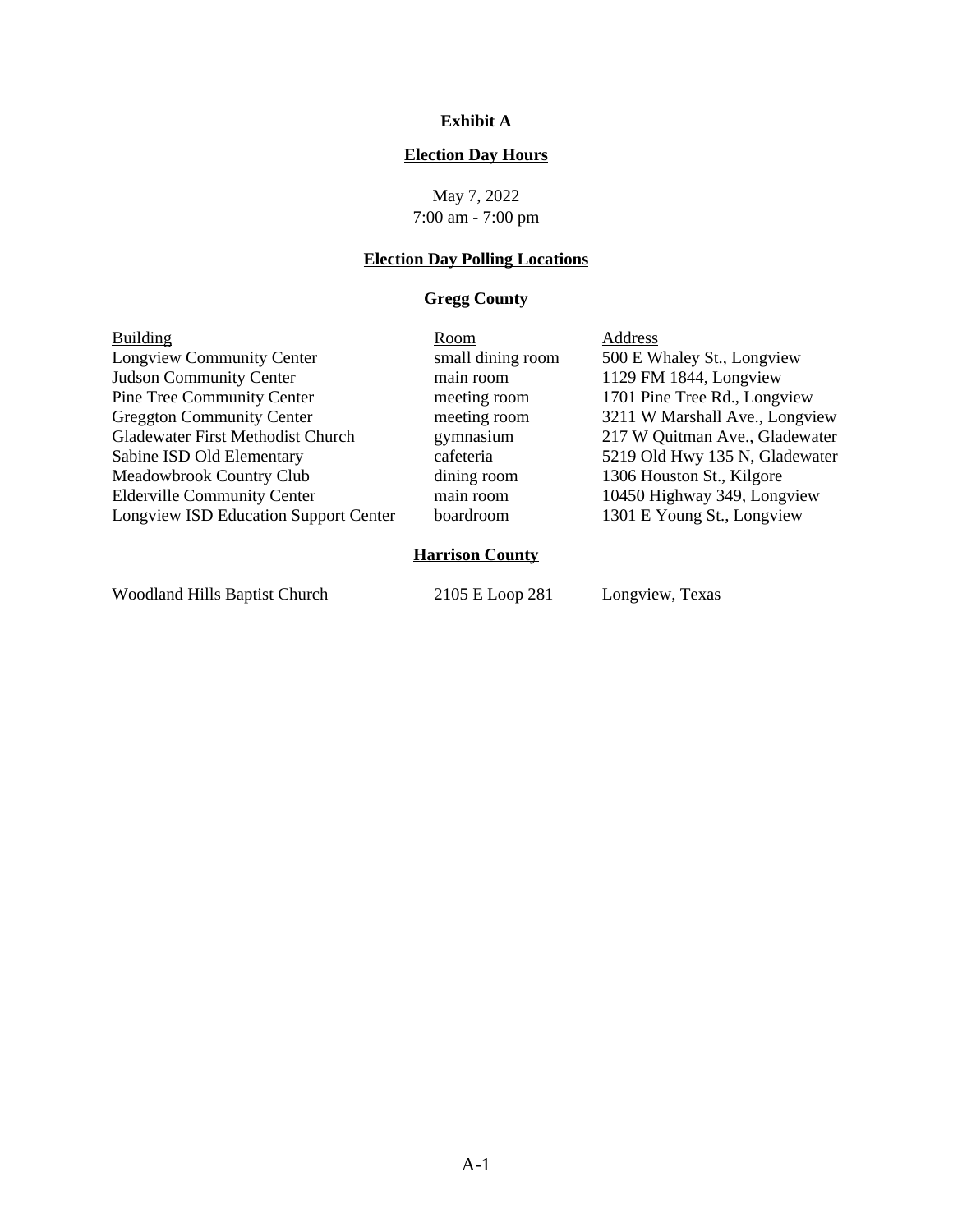**Exhibit A**

**Election Day Hours**

May 7, 2022
7:00 am - 7:00 pm

**Election Day Polling Locations**

**Gregg County**

| Building | Room | Address |
| --- | --- | --- |
| Longview Community Center | small dining room | 500 E Whaley St., Longview |
| Judson Community Center | main room | 1129 FM 1844, Longview |
| Pine Tree Community Center | meeting room | 1701 Pine Tree Rd., Longview |
| Greggton Community Center | meeting room | 3211 W Marshall Ave., Longview |
| Gladewater First Methodist Church | gymnasium | 217 W Quitman Ave., Gladewater |
| Sabine ISD Old Elementary | cafeteria | 5219 Old Hwy 135 N, Gladewater |
| Meadowbrook Country Club | dining room | 1306 Houston St., Kilgore |
| Elderville Community Center | main room | 10450 Highway 349, Longview |
| Longview ISD Education Support Center | boardroom | 1301 E Young St., Longview |

**Harrison County**

| | | |
| --- | --- | --- |
| Woodland Hills Baptist Church | 2105 E Loop 281 | Longview, Texas |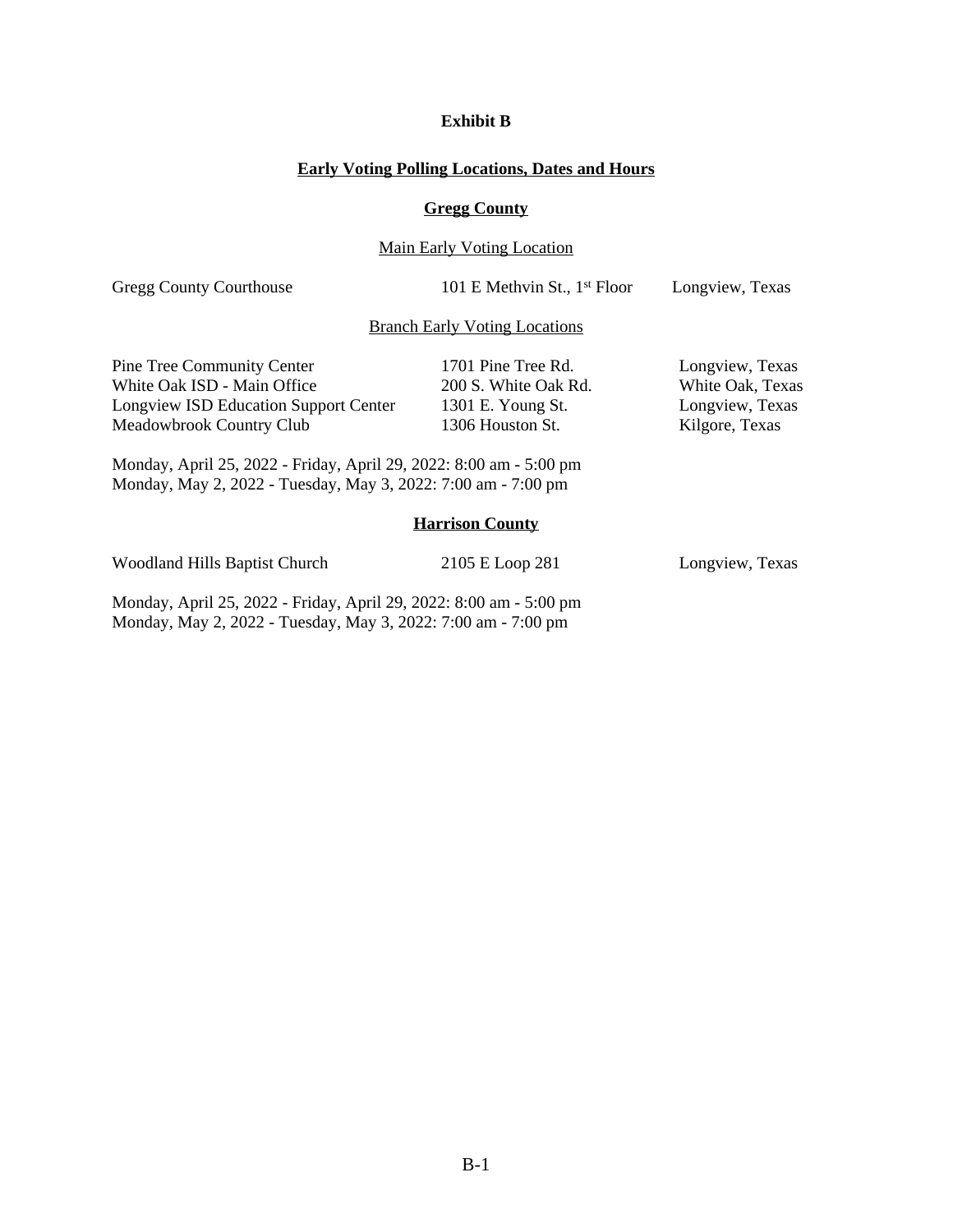**Exhibit B**

**Early Voting Polling Locations, Dates and Hours**

**Gregg County**

Main Early Voting Location

| | | |
|---|---|---|
| Gregg County Courthouse | 101 E Methvin St., 1st Floor | Longview, Texas |

Branch Early Voting Locations

| | | |
|---|---|---|
| Pine Tree Community Center | 1701 Pine Tree Rd. | Longview, Texas |
| White Oak ISD - Main Office | 200 S. White Oak Rd. | White Oak, Texas |
| Longview ISD Education Support Center | 1301 E. Young St. | Longview, Texas |
| Meadowbrook Country Club | 1306 Houston St. | Kilgore, Texas |

Monday, April 25, 2022 - Friday, April 29, 2022: 8:00 am - 5:00 pm
Monday, May 2, 2022 - Tuesday, May 3, 2022: 7:00 am - 7:00 pm

**Harrison County**

| | | |
|---|---|---|
| Woodland Hills Baptist Church | 2105 E Loop 281 | Longview, Texas |

Monday, April 25, 2022 - Friday, April 29, 2022: 8:00 am - 5:00 pm
Monday, May 2, 2022 - Tuesday, May 3, 2022: 7:00 am - 7:00 pm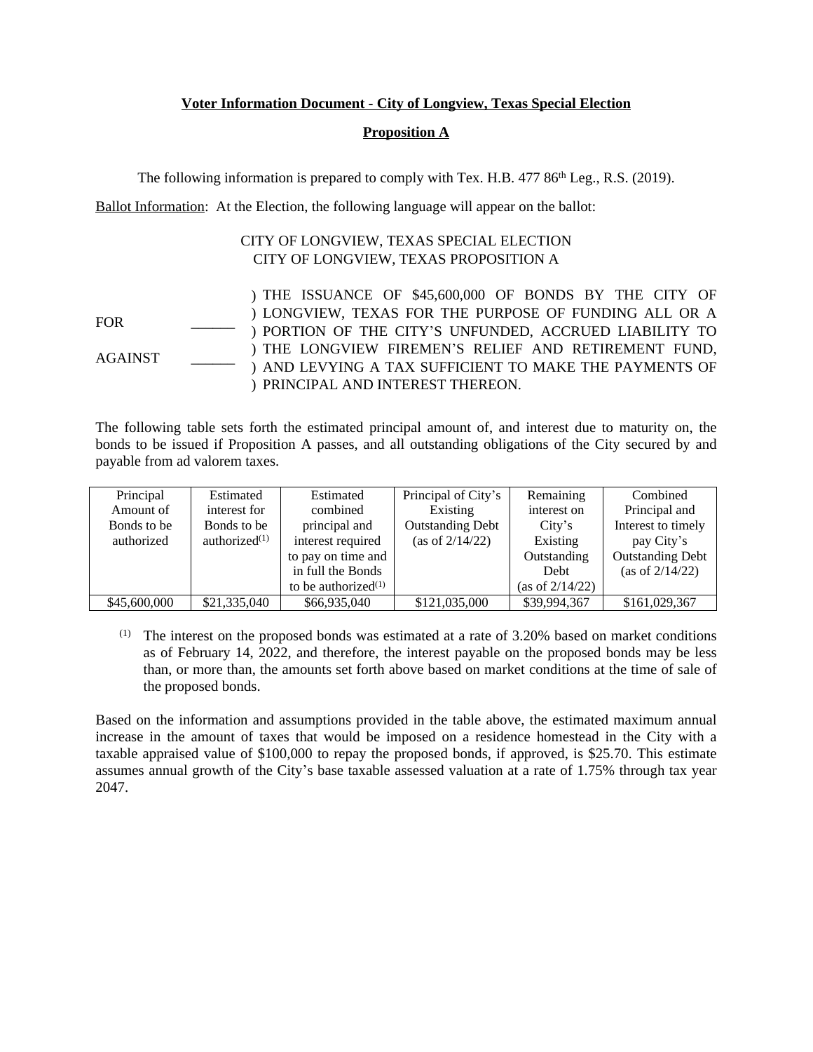**Voter Information Document - City of Longview, Texas Special Election**

**Proposition A**

The following information is prepared to comply with Tex. H.B. 477 86th Leg., R.S. (2019).

Ballot Information: At the Election, the following language will appear on the ballot:

CITY OF LONGVIEW, TEXAS SPECIAL ELECTION
CITY OF LONGVIEW, TEXAS PROPOSITION A

| | | |
|---|---|---|
| FOR | ______ | ) THE ISSUANCE OF $45,600,000 OF BONDS BY THE CITY OF LONGVIEW, TEXAS FOR THE PURPOSE OF FUNDING ALL OR A PORTION OF THE CITY'S UNFUNDED, ACCRUED LIABILITY TO THE LONGVIEW FIREMEN'S RELIEF AND RETIREMENT FUND, AND LEVYING A TAX SUFFICIENT TO MAKE THE PAYMENTS OF PRINCIPAL AND INTEREST THEREON. |
| AGAINST | ______ | |

The following table sets forth the estimated principal amount of, and interest due to maturity on, the bonds to be issued if Proposition A passes, and all outstanding obligations of the City secured by and payable from ad valorem taxes.

| Principal Amount of Bonds to be authorized | Estimated interest for Bonds to be authorized[(1)] | Estimated combined principal and interest required to pay on time and in full the Bonds to be authorized[(1)] | Principal of City's Existing Outstanding Debt (as of 2/14/22) | Remaining interest on City's Existing Outstanding Debt (as of 2/14/22) | Combined Principal and Interest to timely pay City's Outstanding Debt (as of 2/14/22) |
|---|---|---|---|---|---|
| $45,600,000 | $21,335,040 | $66,935,040 | $121,035,000 | $39,994,367 | $161,029,367 |

(1) The interest on the proposed bonds was estimated at a rate of 3.20% based on market conditions as of February 14, 2022, and therefore, the interest payable on the proposed bonds may be less than, or more than, the amounts set forth above based on market conditions at the time of sale of the proposed bonds.

Based on the information and assumptions provided in the table above, the estimated maximum annual increase in the amount of taxes that would be imposed on a residence homestead in the City with a taxable appraised value of $100,000 to repay the proposed bonds, if approved, is $25.70. This estimate assumes annual growth of the City's base taxable assessed valuation at a rate of 1.75% through tax year 2047.